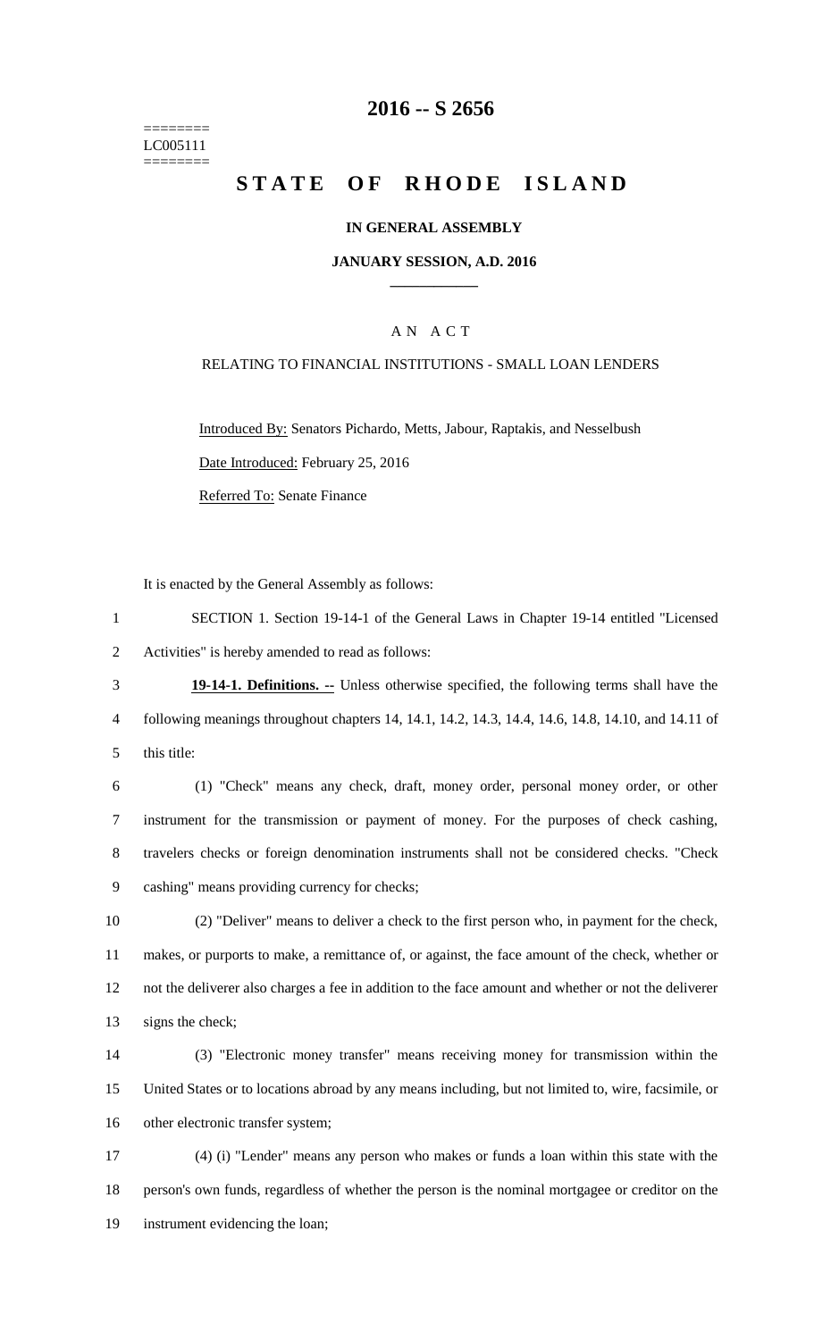========
LC005111
========

# 2016 -- S 2656

# STATE OF RHODE ISLAND

**IN GENERAL ASSEMBLY**

**JANUARY SESSION, A.D. 2016**

A N A C T

RELATING TO FINANCIAL INSTITUTIONS - SMALL LOAN LENDERS

Introduced By: Senators Pichardo, Metts, Jabour, Raptakis, and Nesselbush

Date Introduced: February 25, 2016

Referred To: Senate Finance

It is enacted by the General Assembly as follows:

1 SECTION 1. Section 19-14-1 of the General Laws in Chapter 19-14 entitled "Licensed
2 Activities" is hereby amended to read as follows:

3 **19-14-1. Definitions. --** Unless otherwise specified, the following terms shall have the
4 following meanings throughout chapters 14, 14.1, 14.2, 14.3, 14.4, 14.6, 14.8, 14.10, and 14.11 of
5 this title:

6 (1) "Check" means any check, draft, money order, personal money order, or other
7 instrument for the transmission or payment of money. For the purposes of check cashing,
8 travelers checks or foreign denomination instruments shall not be considered checks. "Check
9 cashing" means providing currency for checks;

10 (2) "Deliver" means to deliver a check to the first person who, in payment for the check,
11 makes, or purports to make, a remittance of, or against, the face amount of the check, whether or
12 not the deliverer also charges a fee in addition to the face amount and whether or not the deliverer
13 signs the check;

14 (3) "Electronic money transfer" means receiving money for transmission within the
15 United States or to locations abroad by any means including, but not limited to, wire, facsimile, or
16 other electronic transfer system;

17 (4) (i) "Lender" means any person who makes or funds a loan within this state with the
18 person's own funds, regardless of whether the person is the nominal mortgagee or creditor on the
19 instrument evidencing the loan;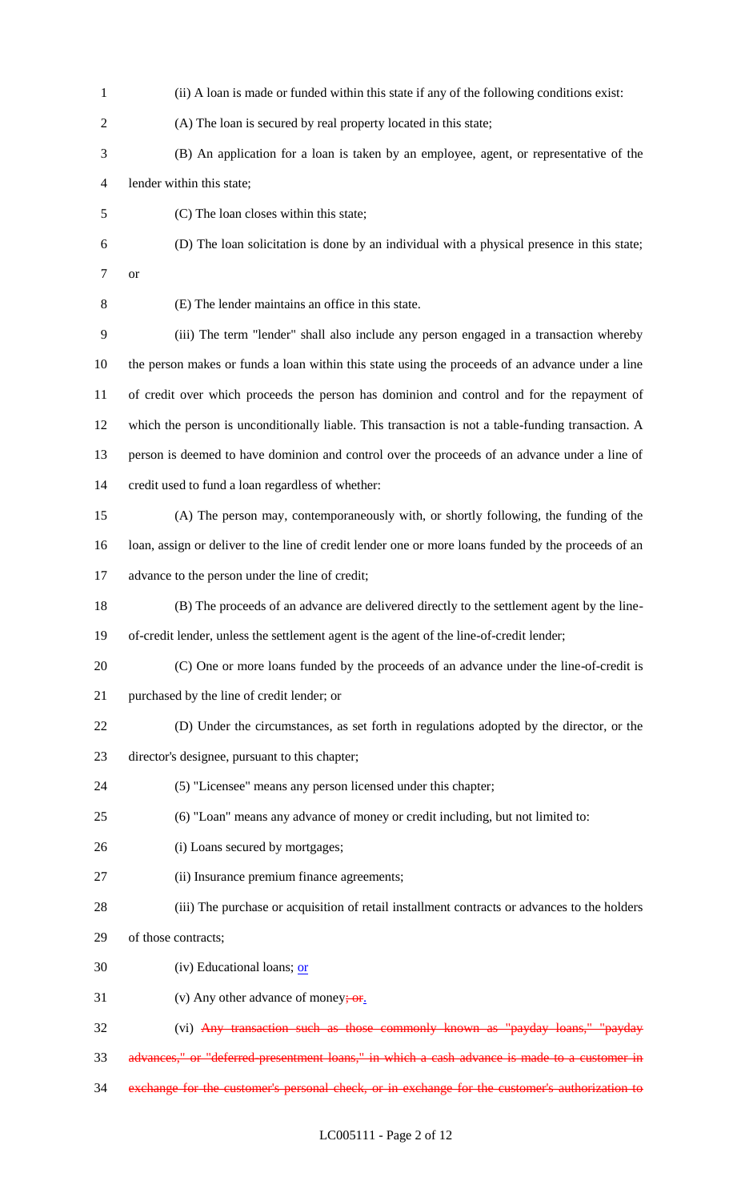(ii) A loan is made or funded within this state if any of the following conditions exist:

(A) The loan is secured by real property located in this state;

(B) An application for a loan is taken by an employee, agent, or representative of the lender within this state;

(C) The loan closes within this state;

(D) The loan solicitation is done by an individual with a physical presence in this state; or

(E) The lender maintains an office in this state.

(iii) The term "lender" shall also include any person engaged in a transaction whereby the person makes or funds a loan within this state using the proceeds of an advance under a line of credit over which proceeds the person has dominion and control and for the repayment of which the person is unconditionally liable. This transaction is not a table-funding transaction. A person is deemed to have dominion and control over the proceeds of an advance under a line of credit used to fund a loan regardless of whether:

(A) The person may, contemporaneously with, or shortly following, the funding of the loan, assign or deliver to the line of credit lender one or more loans funded by the proceeds of an advance to the person under the line of credit;

(B) The proceeds of an advance are delivered directly to the settlement agent by the line-of-credit lender, unless the settlement agent is the agent of the line-of-credit lender;

(C) One or more loans funded by the proceeds of an advance under the line-of-credit is purchased by the line of credit lender; or

(D) Under the circumstances, as set forth in regulations adopted by the director, or the director's designee, pursuant to this chapter;

(5) "Licensee" means any person licensed under this chapter;

(6) "Loan" means any advance of money or credit including, but not limited to:

(i) Loans secured by mortgages;

(ii) Insurance premium finance agreements;

(iii) The purchase or acquisition of retail installment contracts or advances to the holders of those contracts;

(iv) Educational loans; or

(v) Any other advance of money~~; or~~.

(vi) ~~Any transaction such as those commonly known as "payday loans," "payday advances," or "deferred-presentment loans," in which a cash advance is made to a customer in exchange for the customer's personal check, or in exchange for the customer's authorization to~~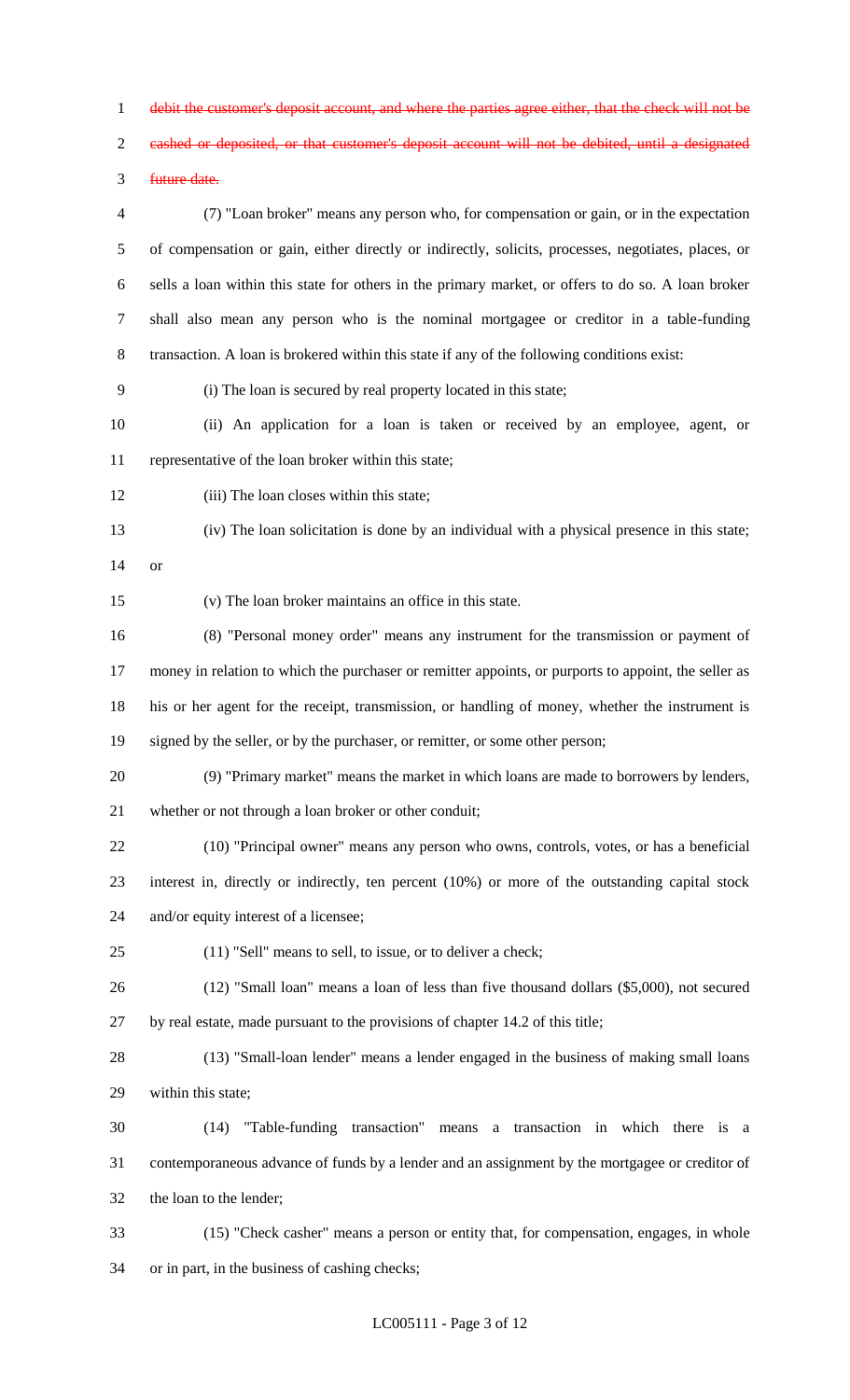~~debit the customer's deposit account, and where the parties agree either, that the check will not be cashed or deposited, or that customer's deposit account will not be debited, until a designated future date.~~

(7) "Loan broker" means any person who, for compensation or gain, or in the expectation of compensation or gain, either directly or indirectly, solicits, processes, negotiates, places, or sells a loan within this state for others in the primary market, or offers to do so. A loan broker shall also mean any person who is the nominal mortgagee or creditor in a table-funding transaction. A loan is brokered within this state if any of the following conditions exist:

(i) The loan is secured by real property located in this state;

(ii) An application for a loan is taken or received by an employee, agent, or representative of the loan broker within this state;

(iii) The loan closes within this state;

(iv) The loan solicitation is done by an individual with a physical presence in this state; or

(v) The loan broker maintains an office in this state.

(8) "Personal money order" means any instrument for the transmission or payment of money in relation to which the purchaser or remitter appoints, or purports to appoint, the seller as his or her agent for the receipt, transmission, or handling of money, whether the instrument is signed by the seller, or by the purchaser, or remitter, or some other person;

(9) "Primary market" means the market in which loans are made to borrowers by lenders, whether or not through a loan broker or other conduit;

(10) "Principal owner" means any person who owns, controls, votes, or has a beneficial interest in, directly or indirectly, ten percent (10%) or more of the outstanding capital stock and/or equity interest of a licensee;

(11) "Sell" means to sell, to issue, or to deliver a check;

(12) "Small loan" means a loan of less than five thousand dollars ($5,000), not secured by real estate, made pursuant to the provisions of chapter 14.2 of this title;

(13) "Small-loan lender" means a lender engaged in the business of making small loans within this state;

(14) "Table-funding transaction" means a transaction in which there is a contemporaneous advance of funds by a lender and an assignment by the mortgagee or creditor of the loan to the lender;

(15) "Check casher" means a person or entity that, for compensation, engages, in whole or in part, in the business of cashing checks;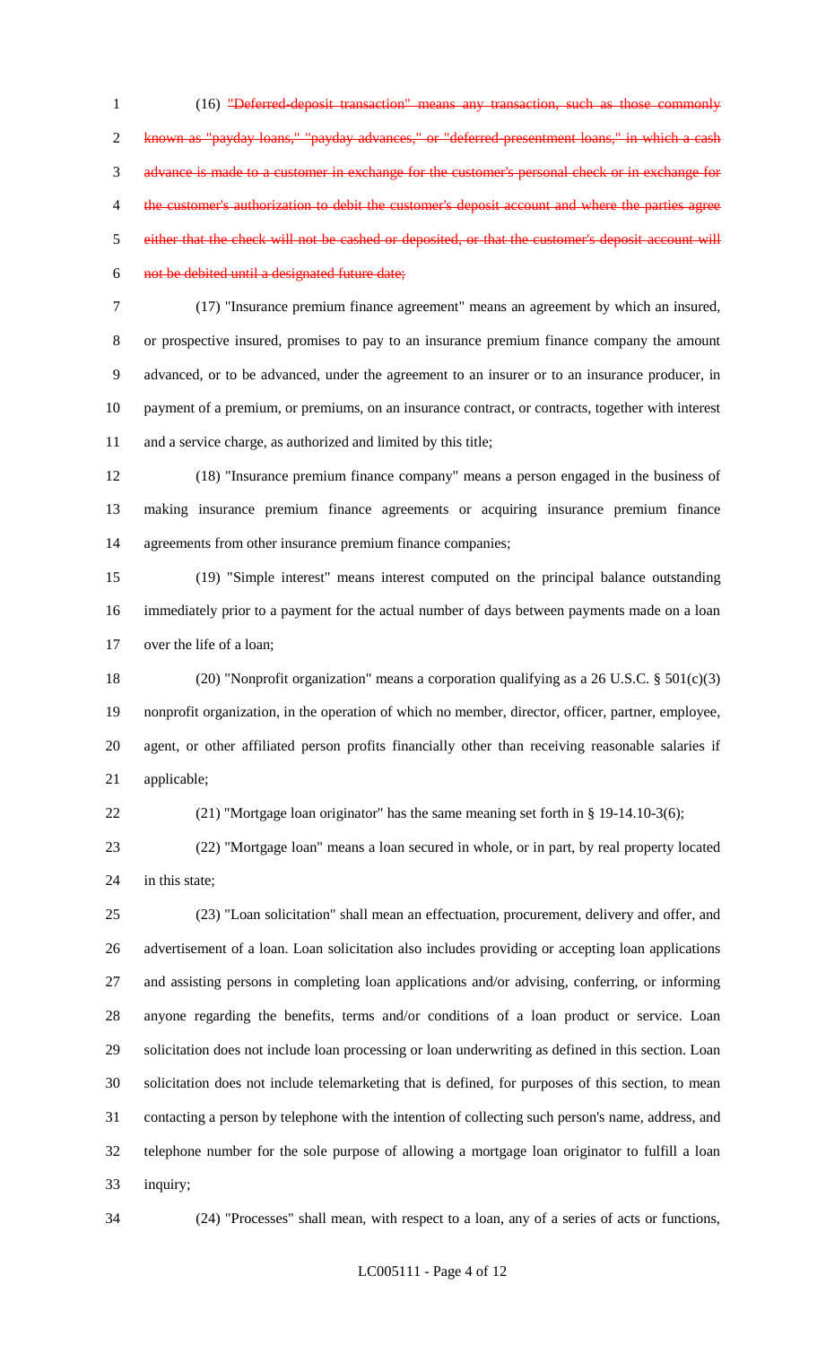(16) ~~"Deferred-deposit transaction" means any transaction, such as those commonly known as "payday loans," "payday advances," or "deferred-presentment loans," in which a cash advance is made to a customer in exchange for the customer's personal check or in exchange for the customer's authorization to debit the customer's deposit account and where the parties agree either that the check will not be cashed or deposited, or that the customer's deposit account will not be debited until a designated future date;~~

(17) "Insurance premium finance agreement" means an agreement by which an insured, or prospective insured, promises to pay to an insurance premium finance company the amount advanced, or to be advanced, under the agreement to an insurer or to an insurance producer, in payment of a premium, or premiums, on an insurance contract, or contracts, together with interest and a service charge, as authorized and limited by this title;

(18) "Insurance premium finance company" means a person engaged in the business of making insurance premium finance agreements or acquiring insurance premium finance agreements from other insurance premium finance companies;

(19) "Simple interest" means interest computed on the principal balance outstanding immediately prior to a payment for the actual number of days between payments made on a loan over the life of a loan;

(20) "Nonprofit organization" means a corporation qualifying as a 26 U.S.C. § 501(c)(3) nonprofit organization, in the operation of which no member, director, officer, partner, employee, agent, or other affiliated person profits financially other than receiving reasonable salaries if applicable;

(21) "Mortgage loan originator" has the same meaning set forth in § 19-14.10-3(6);

(22) "Mortgage loan" means a loan secured in whole, or in part, by real property located in this state;

(23) "Loan solicitation" shall mean an effectuation, procurement, delivery and offer, and advertisement of a loan. Loan solicitation also includes providing or accepting loan applications and assisting persons in completing loan applications and/or advising, conferring, or informing anyone regarding the benefits, terms and/or conditions of a loan product or service. Loan solicitation does not include loan processing or loan underwriting as defined in this section. Loan solicitation does not include telemarketing that is defined, for purposes of this section, to mean contacting a person by telephone with the intention of collecting such person's name, address, and telephone number for the sole purpose of allowing a mortgage loan originator to fulfill a loan inquiry;

(24) "Processes" shall mean, with respect to a loan, any of a series of acts or functions,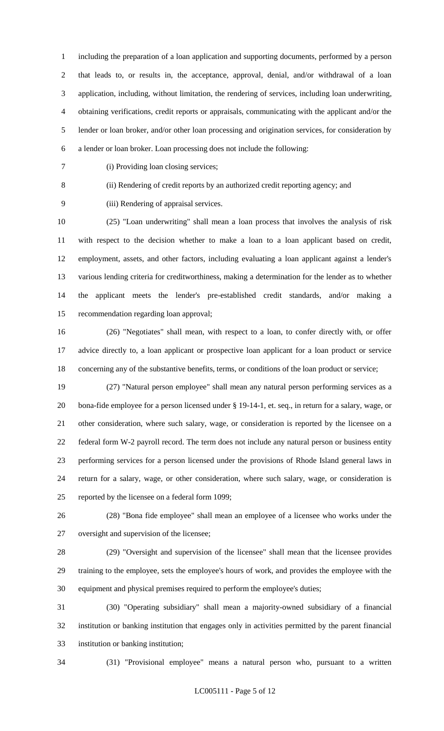including the preparation of a loan application and supporting documents, performed by a person that leads to, or results in, the acceptance, approval, denial, and/or withdrawal of a loan application, including, without limitation, the rendering of services, including loan underwriting, obtaining verifications, credit reports or appraisals, communicating with the applicant and/or the lender or loan broker, and/or other loan processing and origination services, for consideration by a lender or loan broker. Loan processing does not include the following:

(i) Providing loan closing services;

(ii) Rendering of credit reports by an authorized credit reporting agency; and

(iii) Rendering of appraisal services.

(25) "Loan underwriting" shall mean a loan process that involves the analysis of risk with respect to the decision whether to make a loan to a loan applicant based on credit, employment, assets, and other factors, including evaluating a loan applicant against a lender's various lending criteria for creditworthiness, making a determination for the lender as to whether the applicant meets the lender's pre-established credit standards, and/or making a recommendation regarding loan approval;

(26) "Negotiates" shall mean, with respect to a loan, to confer directly with, or offer advice directly to, a loan applicant or prospective loan applicant for a loan product or service concerning any of the substantive benefits, terms, or conditions of the loan product or service;

(27) "Natural person employee" shall mean any natural person performing services as a bona-fide employee for a person licensed under § 19-14-1, et. seq., in return for a salary, wage, or other consideration, where such salary, wage, or consideration is reported by the licensee on a federal form W-2 payroll record. The term does not include any natural person or business entity performing services for a person licensed under the provisions of Rhode Island general laws in return for a salary, wage, or other consideration, where such salary, wage, or consideration is reported by the licensee on a federal form 1099;

(28) "Bona fide employee" shall mean an employee of a licensee who works under the oversight and supervision of the licensee;

(29) "Oversight and supervision of the licensee" shall mean that the licensee provides training to the employee, sets the employee's hours of work, and provides the employee with the equipment and physical premises required to perform the employee's duties;

(30) "Operating subsidiary" shall mean a majority-owned subsidiary of a financial institution or banking institution that engages only in activities permitted by the parent financial institution or banking institution;

(31) "Provisional employee" means a natural person who, pursuant to a written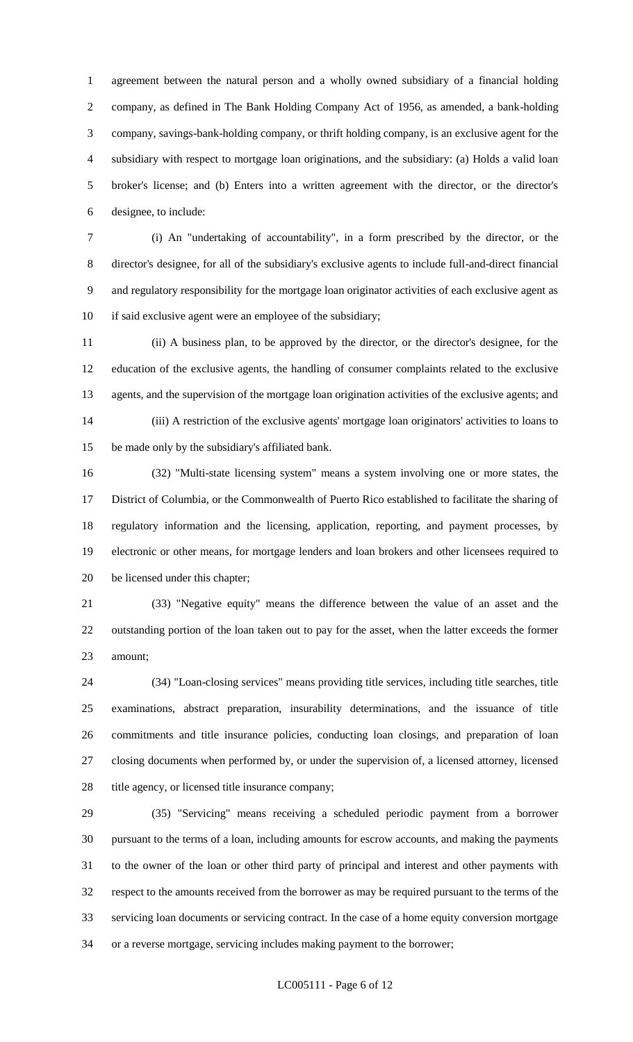agreement between the natural person and a wholly owned subsidiary of a financial holding company, as defined in The Bank Holding Company Act of 1956, as amended, a bank-holding company, savings-bank-holding company, or thrift holding company, is an exclusive agent for the subsidiary with respect to mortgage loan originations, and the subsidiary: (a) Holds a valid loan broker's license; and (b) Enters into a written agreement with the director, or the director's designee, to include:

(i) An "undertaking of accountability", in a form prescribed by the director, or the director's designee, for all of the subsidiary's exclusive agents to include full-and-direct financial and regulatory responsibility for the mortgage loan originator activities of each exclusive agent as if said exclusive agent were an employee of the subsidiary;

(ii) A business plan, to be approved by the director, or the director's designee, for the education of the exclusive agents, the handling of consumer complaints related to the exclusive agents, and the supervision of the mortgage loan origination activities of the exclusive agents; and

(iii) A restriction of the exclusive agents' mortgage loan originators' activities to loans to be made only by the subsidiary's affiliated bank.

(32) "Multi-state licensing system" means a system involving one or more states, the District of Columbia, or the Commonwealth of Puerto Rico established to facilitate the sharing of regulatory information and the licensing, application, reporting, and payment processes, by electronic or other means, for mortgage lenders and loan brokers and other licensees required to be licensed under this chapter;

(33) "Negative equity" means the difference between the value of an asset and the outstanding portion of the loan taken out to pay for the asset, when the latter exceeds the former amount;

(34) "Loan-closing services" means providing title services, including title searches, title examinations, abstract preparation, insurability determinations, and the issuance of title commitments and title insurance policies, conducting loan closings, and preparation of loan closing documents when performed by, or under the supervision of, a licensed attorney, licensed title agency, or licensed title insurance company;

(35) "Servicing" means receiving a scheduled periodic payment from a borrower pursuant to the terms of a loan, including amounts for escrow accounts, and making the payments to the owner of the loan or other third party of principal and interest and other payments with respect to the amounts received from the borrower as may be required pursuant to the terms of the servicing loan documents or servicing contract. In the case of a home equity conversion mortgage or a reverse mortgage, servicing includes making payment to the borrower;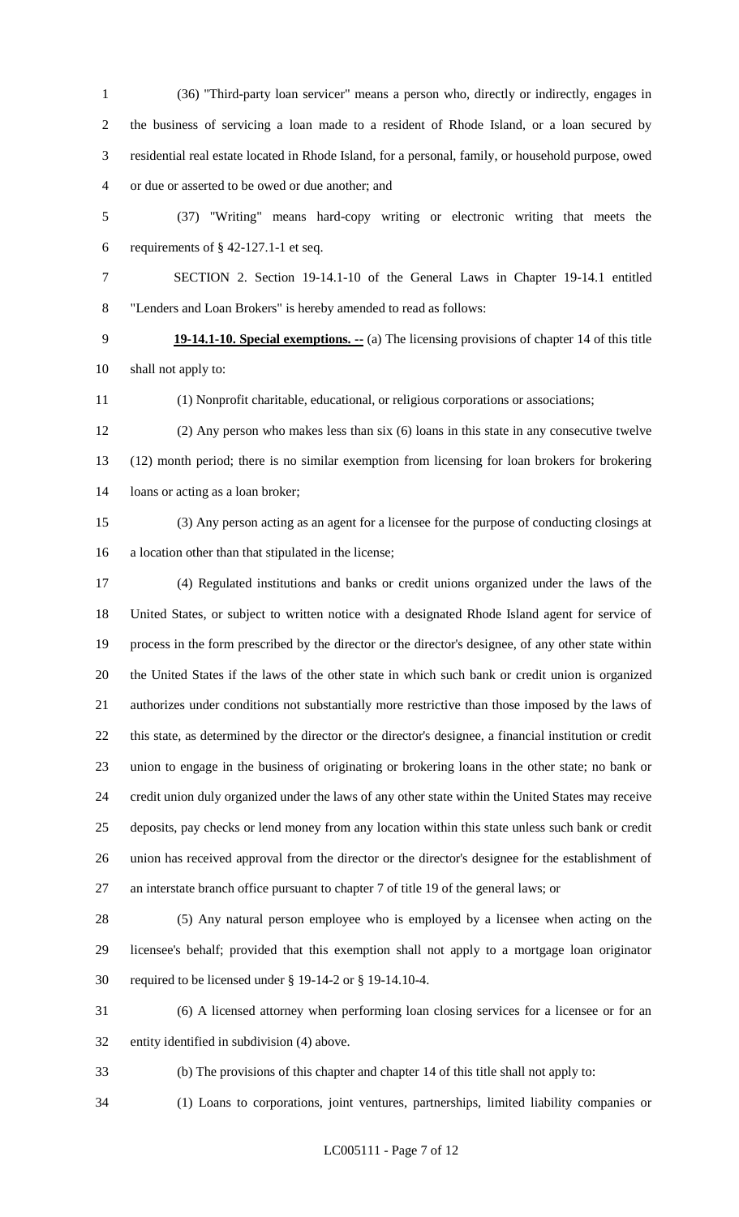(36) "Third-party loan servicer" means a person who, directly or indirectly, engages in the business of servicing a loan made to a resident of Rhode Island, or a loan secured by residential real estate located in Rhode Island, for a personal, family, or household purpose, owed or due or asserted to be owed or due another; and

(37) "Writing" means hard-copy writing or electronic writing that meets the requirements of § 42-127.1-1 et seq.

SECTION 2. Section 19-14.1-10 of the General Laws in Chapter 19-14.1 entitled "Lenders and Loan Brokers" is hereby amended to read as follows:

**19-14.1-10. Special exemptions. --** (a) The licensing provisions of chapter 14 of this title shall not apply to:

(1) Nonprofit charitable, educational, or religious corporations or associations;

(2) Any person who makes less than six (6) loans in this state in any consecutive twelve (12) month period; there is no similar exemption from licensing for loan brokers for brokering loans or acting as a loan broker;

(3) Any person acting as an agent for a licensee for the purpose of conducting closings at a location other than that stipulated in the license;

(4) Regulated institutions and banks or credit unions organized under the laws of the United States, or subject to written notice with a designated Rhode Island agent for service of process in the form prescribed by the director or the director's designee, of any other state within the United States if the laws of the other state in which such bank or credit union is organized authorizes under conditions not substantially more restrictive than those imposed by the laws of this state, as determined by the director or the director's designee, a financial institution or credit union to engage in the business of originating or brokering loans in the other state; no bank or credit union duly organized under the laws of any other state within the United States may receive deposits, pay checks or lend money from any location within this state unless such bank or credit union has received approval from the director or the director's designee for the establishment of an interstate branch office pursuant to chapter 7 of title 19 of the general laws; or

(5) Any natural person employee who is employed by a licensee when acting on the licensee's behalf; provided that this exemption shall not apply to a mortgage loan originator required to be licensed under § 19-14-2 or § 19-14.10-4.

(6) A licensed attorney when performing loan closing services for a licensee or for an entity identified in subdivision (4) above.

(b) The provisions of this chapter and chapter 14 of this title shall not apply to:

(1) Loans to corporations, joint ventures, partnerships, limited liability companies or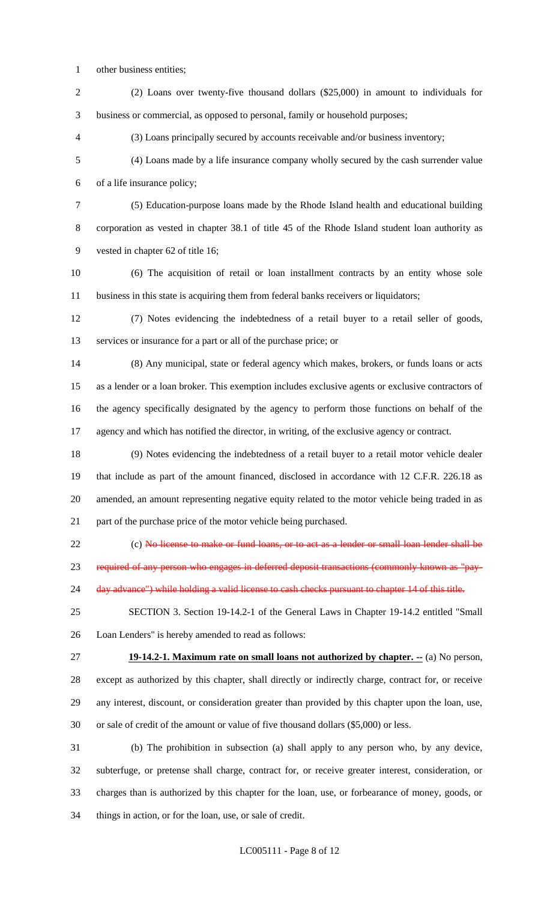other business entities;

(2) Loans over twenty-five thousand dollars ($25,000) in amount to individuals for business or commercial, as opposed to personal, family or household purposes;

(3) Loans principally secured by accounts receivable and/or business inventory;

(4) Loans made by a life insurance company wholly secured by the cash surrender value of a life insurance policy;

(5) Education-purpose loans made by the Rhode Island health and educational building corporation as vested in chapter 38.1 of title 45 of the Rhode Island student loan authority as vested in chapter 62 of title 16;

(6) The acquisition of retail or loan installment contracts by an entity whose sole business in this state is acquiring them from federal banks receivers or liquidators;

(7) Notes evidencing the indebtedness of a retail buyer to a retail seller of goods, services or insurance for a part or all of the purchase price; or

(8) Any municipal, state or federal agency which makes, brokers, or funds loans or acts as a lender or a loan broker. This exemption includes exclusive agents or exclusive contractors of the agency specifically designated by the agency to perform those functions on behalf of the agency and which has notified the director, in writing, of the exclusive agency or contract.

(9) Notes evidencing the indebtedness of a retail buyer to a retail motor vehicle dealer that include as part of the amount financed, disclosed in accordance with 12 C.F.R. 226.18 as amended, an amount representing negative equity related to the motor vehicle being traded in as part of the purchase price of the motor vehicle being purchased.

(c) ~~No license to make or fund loans, or to act as a lender or small loan lender shall be required of any person who engages in deferred deposit transactions (commonly known as "pay-day advance") while holding a valid license to cash checks pursuant to chapter 14 of this title.~~

SECTION 3. Section 19-14.2-1 of the General Laws in Chapter 19-14.2 entitled "Small Loan Lenders" is hereby amended to read as follows:

**19-14.2-1. Maximum rate on small loans not authorized by chapter. --** (a) No person, except as authorized by this chapter, shall directly or indirectly charge, contract for, or receive any interest, discount, or consideration greater than provided by this chapter upon the loan, use, or sale of credit of the amount or value of five thousand dollars ($5,000) or less.

(b) The prohibition in subsection (a) shall apply to any person who, by any device, subterfuge, or pretense shall charge, contract for, or receive greater interest, consideration, or charges than is authorized by this chapter for the loan, use, or forbearance of money, goods, or things in action, or for the loan, use, or sale of credit.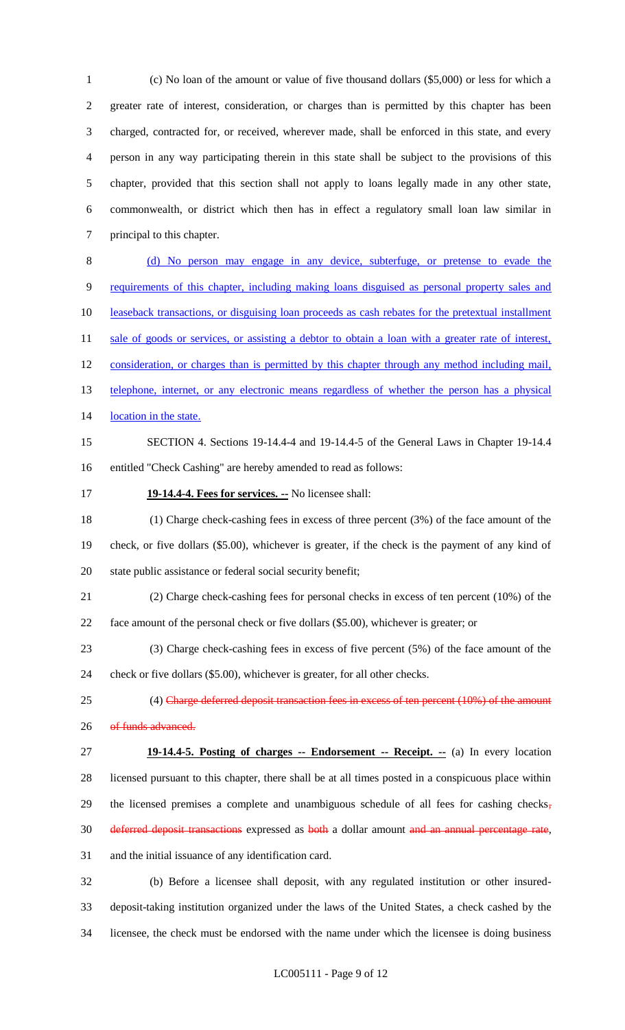(c) No loan of the amount or value of five thousand dollars ($5,000) or less for which a greater rate of interest, consideration, or charges than is permitted by this chapter has been charged, contracted for, or received, wherever made, shall be enforced in this state, and every person in any way participating therein in this state shall be subject to the provisions of this chapter, provided that this section shall not apply to loans legally made in any other state, commonwealth, or district which then has in effect a regulatory small loan law similar in principal to this chapter.

<u>(d) No person may engage in any device, subterfuge, or pretense to evade the requirements of this chapter, including making loans disguised as personal property sales and leaseback transactions, or disguising loan proceeds as cash rebates for the pretextual installment sale of goods or services, or assisting a debtor to obtain a loan with a greater rate of interest, consideration, or charges than is permitted by this chapter through any method including mail, telephone, internet, or any electronic means regardless of whether the person has a physical location in the state.</u>

SECTION 4. Sections 19-14.4-4 and 19-14.4-5 of the General Laws in Chapter 19-14.4 entitled "Check Cashing" are hereby amended to read as follows:

**19-14.4-4. Fees for services. --** No licensee shall:

(1) Charge check-cashing fees in excess of three percent (3%) of the face amount of the check, or five dollars ($5.00), whichever is greater, if the check is the payment of any kind of state public assistance or federal social security benefit;

(2) Charge check-cashing fees for personal checks in excess of ten percent (10%) of the face amount of the personal check or five dollars ($5.00), whichever is greater; or

(3) Charge check-cashing fees in excess of five percent (5%) of the face amount of the check or five dollars ($5.00), whichever is greater, for all other checks.

(4) ~~Charge deferred deposit transaction fees in excess of ten percent (10%) of the amount of funds advanced.~~

**19-14.4-5. Posting of charges -- Endorsement -- Receipt. --** (a) In every location licensed pursuant to this chapter, there shall be at all times posted in a conspicuous place within the licensed premises a complete and unambiguous schedule of all fees for cashing checks~~,~~ ~~deferred deposit transactions~~ expressed as ~~both~~ a dollar amount ~~and an annual percentage rate~~, and the initial issuance of any identification card.

(b) Before a licensee shall deposit, with any regulated institution or other insured-deposit-taking institution organized under the laws of the United States, a check cashed by the licensee, the check must be endorsed with the name under which the licensee is doing business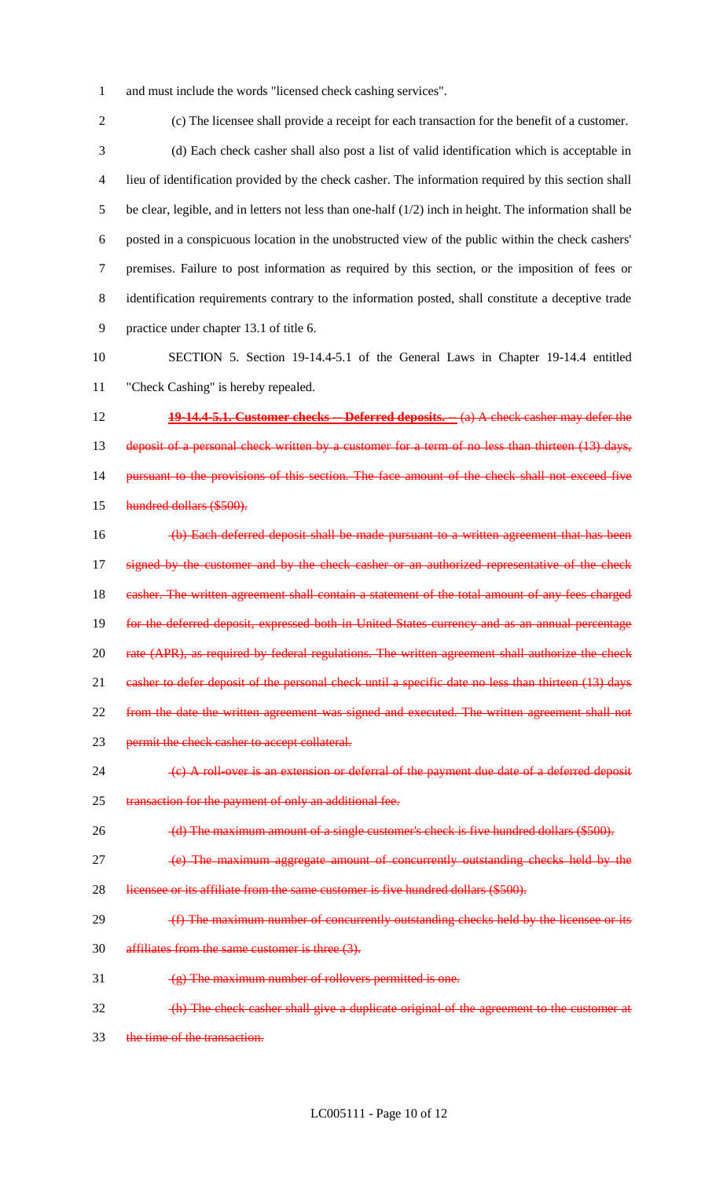and must include the words "licensed check cashing services".

(c) The licensee shall provide a receipt for each transaction for the benefit of a customer.

(d) Each check casher shall also post a list of valid identification which is acceptable in lieu of identification provided by the check casher. The information required by this section shall be clear, legible, and in letters not less than one-half (1/2) inch in height. The information shall be posted in a conspicuous location in the unobstructed view of the public within the check cashers' premises. Failure to post information as required by this section, or the imposition of fees or identification requirements contrary to the information posted, shall constitute a deceptive trade practice under chapter 13.1 of title 6.

SECTION 5. Section 19-14.4-5.1 of the General Laws in Chapter 19-14.4 entitled "Check Cashing" is hereby repealed.

~~**19-14.4-5.1. Customer checks -- Deferred deposits.** -- (a) A check casher may defer the deposit of a personal check written by a customer for a term of no less than thirteen (13) days, pursuant to the provisions of this section. The face amount of the check shall not exceed five hundred dollars ($500).~~

~~(b) Each deferred deposit shall be made pursuant to a written agreement that has been signed by the customer and by the check casher or an authorized representative of the check casher. The written agreement shall contain a statement of the total amount of any fees charged for the deferred deposit, expressed both in United States currency and as an annual percentage rate (APR), as required by federal regulations. The written agreement shall authorize the check casher to defer deposit of the personal check until a specific date no less than thirteen (13) days from the date the written agreement was signed and executed. The written agreement shall not permit the check casher to accept collateral.~~

~~(c) A roll-over is an extension or deferral of the payment due date of a deferred deposit transaction for the payment of only an additional fee.~~

~~(d) The maximum amount of a single customer's check is five hundred dollars ($500).~~

~~(e) The maximum aggregate amount of concurrently outstanding checks held by the licensee or its affiliate from the same customer is five hundred dollars ($500).~~

~~(f) The maximum number of concurrently outstanding checks held by the licensee or its affiliates from the same customer is three (3).~~

~~(g) The maximum number of rollovers permitted is one.~~

~~(h) The check casher shall give a duplicate original of the agreement to the customer at the time of the transaction.~~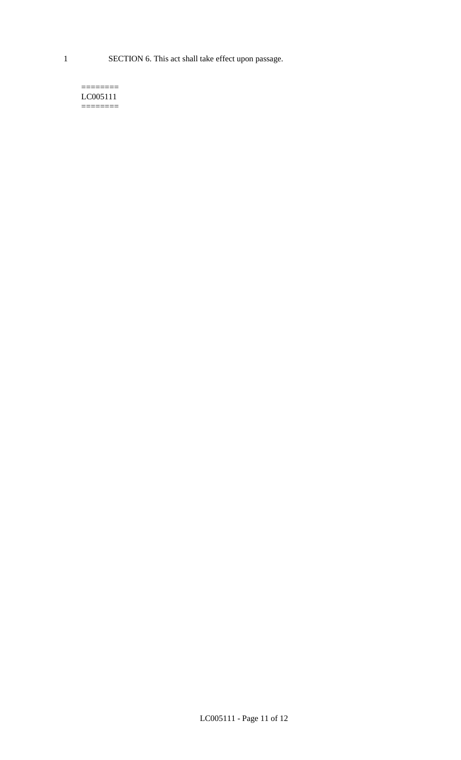SECTION 6. This act shall take effect upon passage.

========
LC005111
========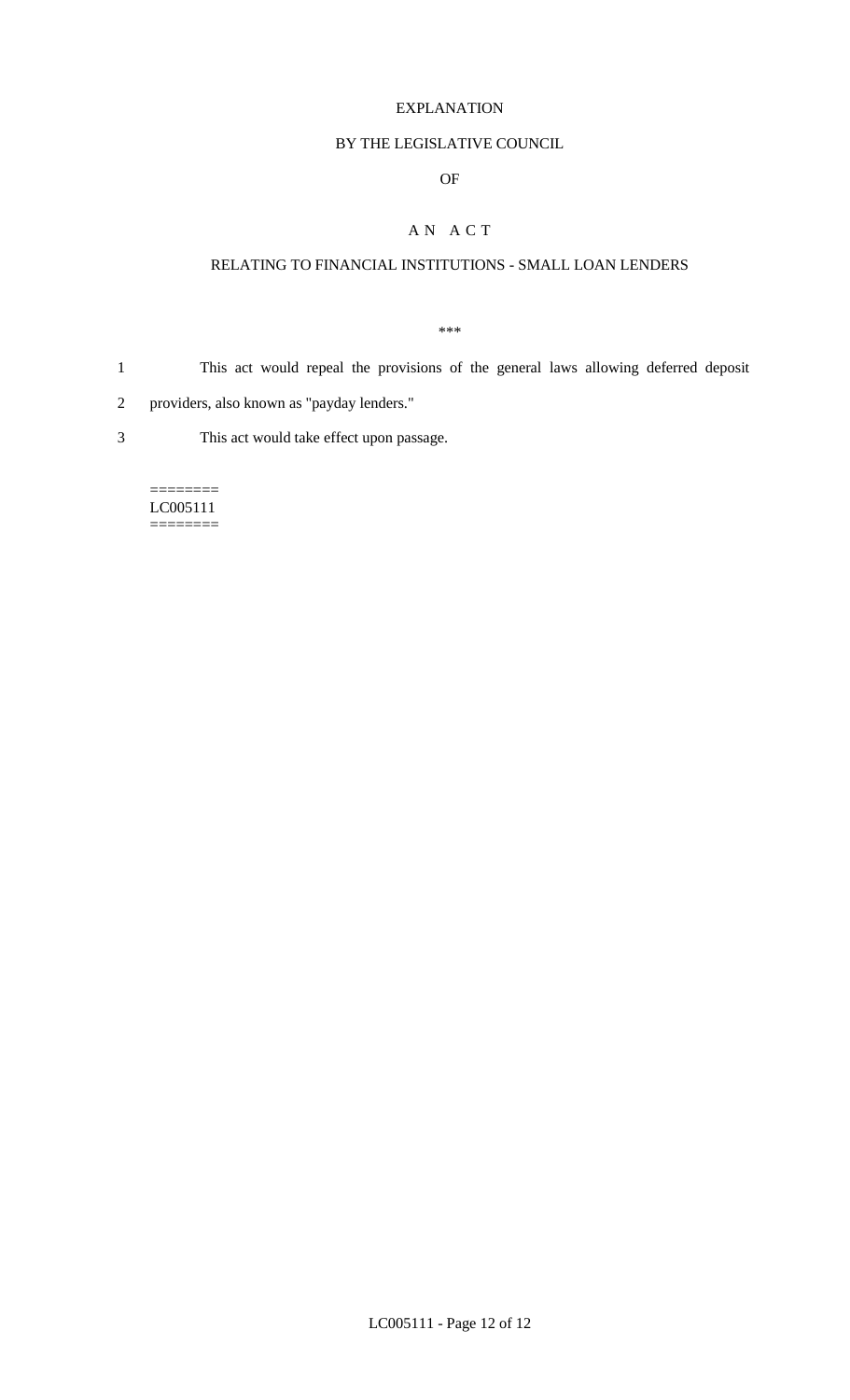EXPLANATION

BY THE LEGISLATIVE COUNCIL

OF

A N A C T

RELATING TO FINANCIAL INSTITUTIONS - SMALL LOAN LENDERS

\*\*\*

1 This act would repeal the provisions of the general laws allowing deferred deposit

2 providers, also known as "payday lenders."

3 This act would take effect upon passage.

========
LC005111
========